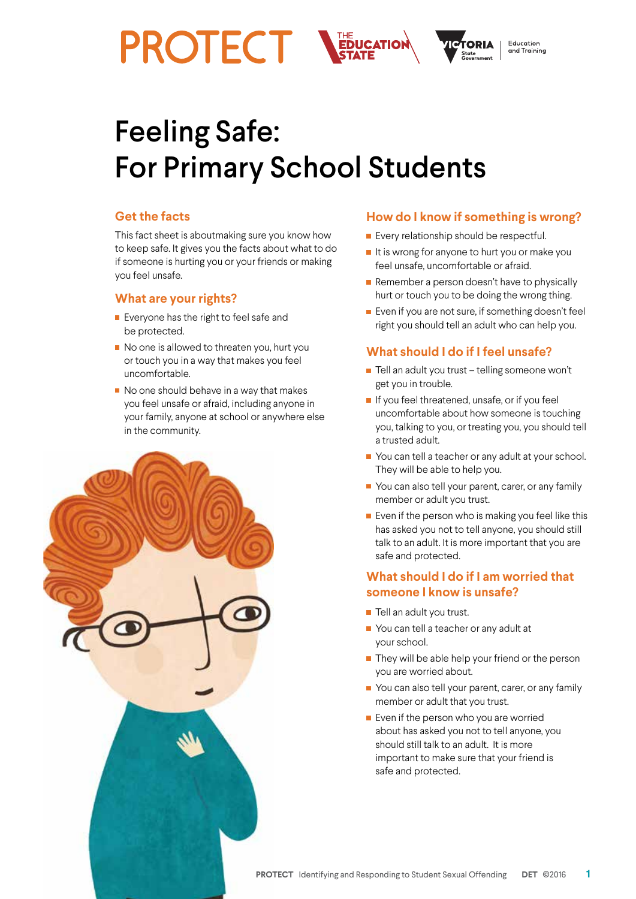PROTECT

# Feeling Safe: For Primary School Students

## Get the facts

This fact sheet is aboutmaking sure you know how to keep safe. It gives you the facts about what to do if someone is hurting you or your friends or making you feel unsafe.

## What are your rights?

- Everyone has the right to feel safe and be protected.
- No one is allowed to threaten you, hurt you or touch you in a way that makes you feel uncomfortable.
- No one should behave in a way that makes you feel unsafe or afraid, including anyone in your family, anyone at school or anywhere else in the community.

## How do I know if something is wrong?

- Every relationship should be respectful.
- It is wrong for anyone to hurt you or make you feel unsafe, uncomfortable or afraid.
- Remember a person doesn't have to physically hurt or touch you to be doing the wrong thing.
- Even if you are not sure, if something doesn't feel right you should tell an adult who can help you.

## What should I do if I feel unsafe?

- Tell an adult you trust – telling someone won't get you in trouble.
- If you feel threatened, unsafe, or if you feel uncomfortable about how someone is touching you, talking to you, or treating you, you should tell a trusted adult.
- You can tell a teacher or any adult at your school. They will be able to help you.
- You can also tell your parent, carer, or any family member or adult you trust.
- Even if the person who is making you feel like this has asked you not to tell anyone, you should still talk to an adult. It is more important that you are safe and protected.

## What should I do if I am worried that someone I know is unsafe?

- Tell an adult you trust.
- You can tell a teacher or any adult at your school.
- They will be able help your friend or the person you are worried about.
- You can also tell your parent, carer, or any family member or adult that you trust.
- Even if the person who you are worried about has asked you not to tell anyone, you should still talk to an adult. It is more important to make sure that your friend is safe and protected.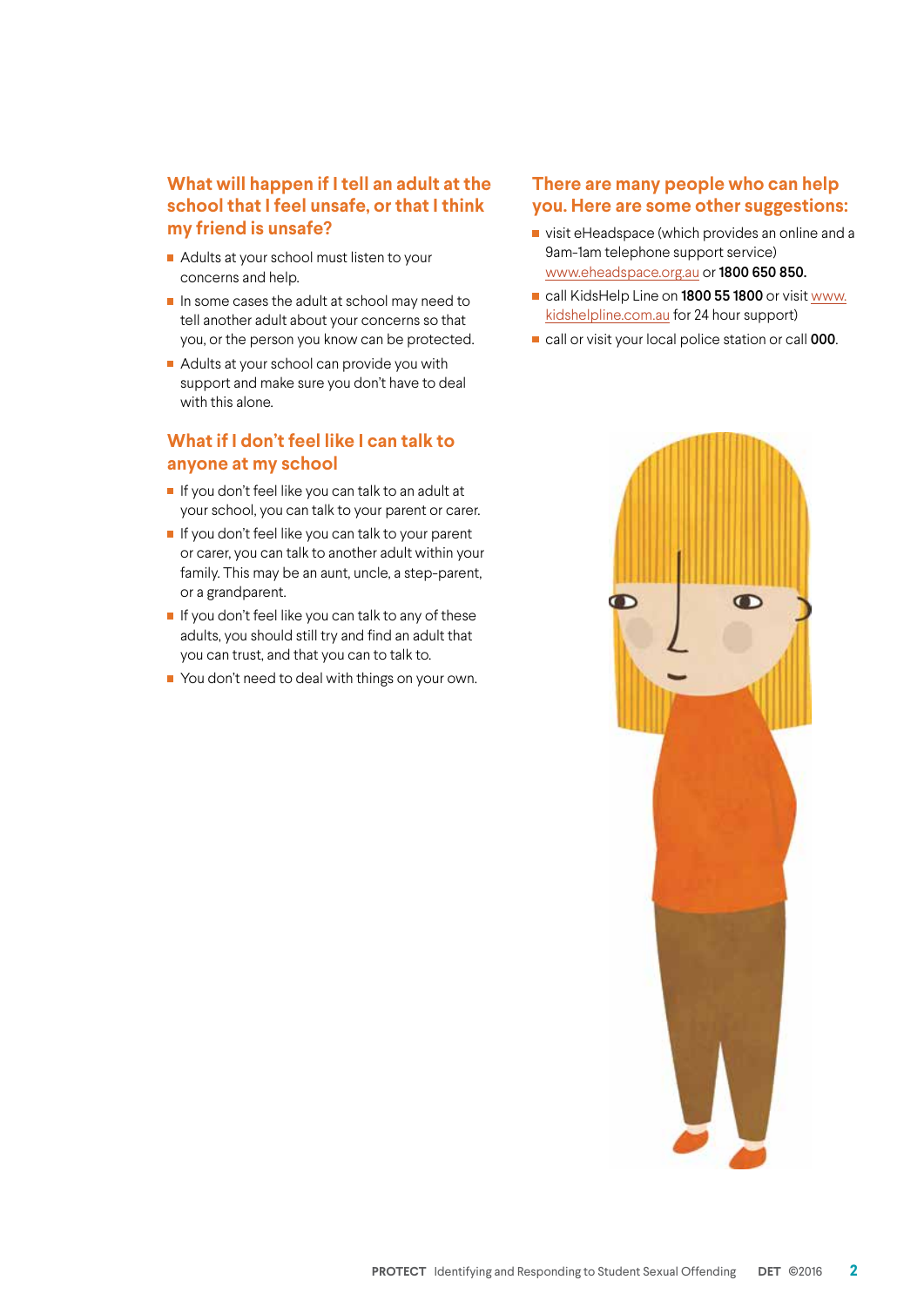## What will happen if I tell an adult at the school that I feel unsafe, or that I think my friend is unsafe?

- Adults at your school must listen to your concerns and help.
- In some cases the adult at school may need to tell another adult about your concerns so that you, or the person you know can be protected.
- Adults at your school can provide you with support and make sure you don't have to deal with this alone.

## What if I don't feel like I can talk to anyone at my school

- If you don't feel like you can talk to an adult at your school, you can talk to your parent or carer.
- If you don't feel like you can talk to your parent or carer, you can talk to another adult within your family. This may be an aunt, uncle, a step-parent, or a grandparent.
- If you don't feel like you can talk to any of these adults, you should still try and find an adult that you can trust, and that you can to talk to.
- You don't need to deal with things on your own.

## There are many people who can help you. Here are some other suggestions:

- visit eHeadspace (which provides an online and a 9am-1am telephone support service) www.eheadspace.org.au or **1800 650 850.**
- call KidsHelp Line on **1800 55 1800** or visit www.kidshelpline.com.au for 24 hour support)
- call or visit your local police station or call **000**.